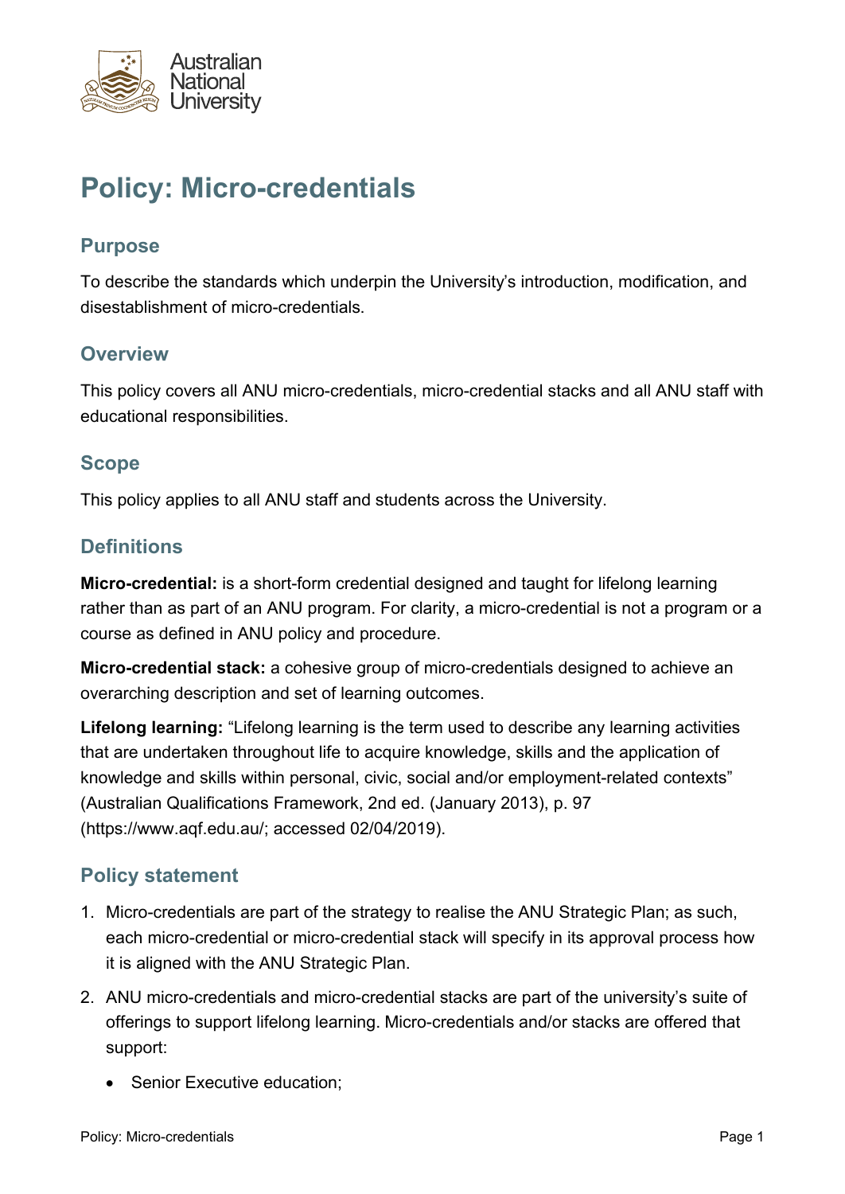# Policy: Micro-credentials

## Purpose

To describe the standards which underpin the University's introduction, modification, and disestablishment of micro-credentials.

## Overview

This policy covers all ANU micro-credentials, micro-credential stacks and all ANU staff with educational responsibilities.

## Scope

This policy applies to all ANU staff and students across the University.

## Definitions

**Micro-credential:** is a short-form credential designed and taught for lifelong learning rather than as part of an ANU program. For clarity, a micro-credential is not a program or a course as defined in ANU policy and procedure.

**Micro-credential stack:** a cohesive group of micro-credentials designed to achieve an overarching description and set of learning outcomes.

**Lifelong learning:** "Lifelong learning is the term used to describe any learning activities that are undertaken throughout life to acquire knowledge, skills and the application of knowledge and skills within personal, civic, social and/or employment-related contexts" (Australian Qualifications Framework, 2nd ed. (January 2013), p. 97 (https://www.aqf.edu.au/; accessed 02/04/2019).

## Policy statement

1. Micro-credentials are part of the strategy to realise the ANU Strategic Plan; as such, each micro-credential or micro-credential stack will specify in its approval process how it is aligned with the ANU Strategic Plan.
2. ANU micro-credentials and micro-credential stacks are part of the university's suite of offerings to support lifelong learning. Micro-credentials and/or stacks are offered that support:
   - Senior Executive education;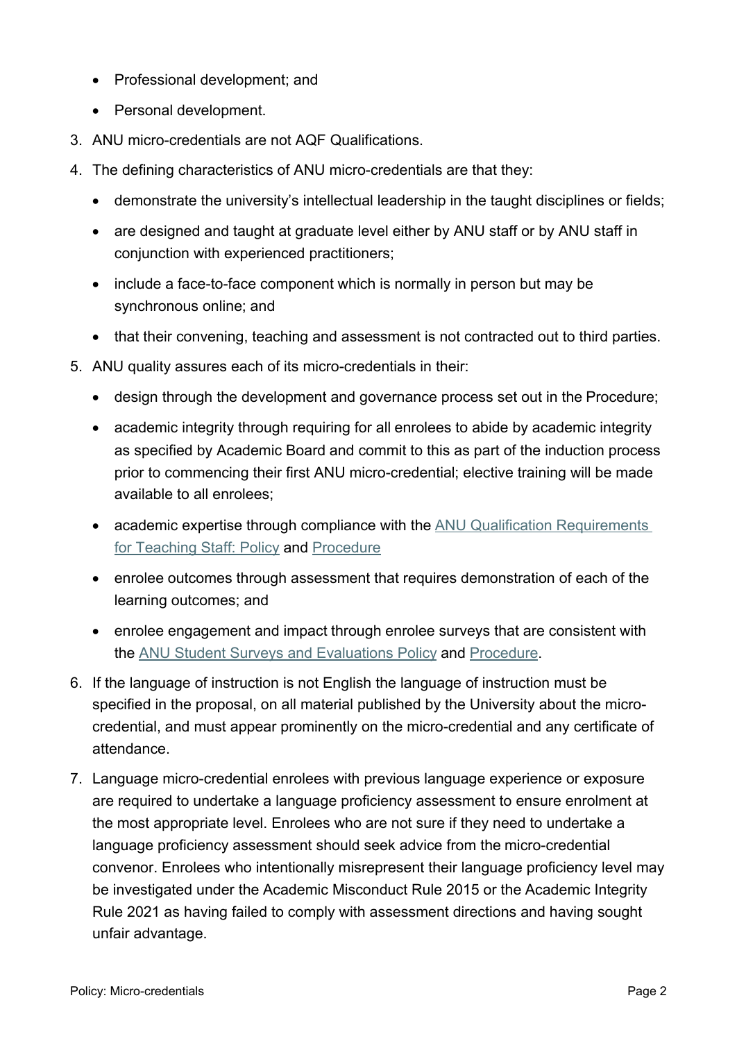- Professional development; and
- Personal development.

3. ANU micro-credentials are not AQF Qualifications.
4. The defining characteristics of ANU micro-credentials are that they:
   - demonstrate the university's intellectual leadership in the taught disciplines or fields;
   - are designed and taught at graduate level either by ANU staff or by ANU staff in conjunction with experienced practitioners;
   - include a face-to-face component which is normally in person but may be synchronous online; and
   - that their convening, teaching and assessment is not contracted out to third parties.
5. ANU quality assures each of its micro-credentials in their:
   - design through the development and governance process set out in the Procedure;
   - academic integrity through requiring for all enrolees to abide by academic integrity as specified by Academic Board and commit to this as part of the induction process prior to commencing their first ANU micro-credential; elective training will be made available to all enrolees;
   - academic expertise through compliance with the ANU Qualification Requirements for Teaching Staff: Policy and Procedure
   - enrolee outcomes through assessment that requires demonstration of each of the learning outcomes; and
   - enrolee engagement and impact through enrolee surveys that are consistent with the ANU Student Surveys and Evaluations Policy and Procedure.
6. If the language of instruction is not English the language of instruction must be specified in the proposal, on all material published by the University about the micro-credential, and must appear prominently on the micro-credential and any certificate of attendance.
7. Language micro-credential enrolees with previous language experience or exposure are required to undertake a language proficiency assessment to ensure enrolment at the most appropriate level. Enrolees who are not sure if they need to undertake a language proficiency assessment should seek advice from the micro-credential convenor. Enrolees who intentionally misrepresent their language proficiency level may be investigated under the Academic Misconduct Rule 2015 or the Academic Integrity Rule 2021 as having failed to comply with assessment directions and having sought unfair advantage.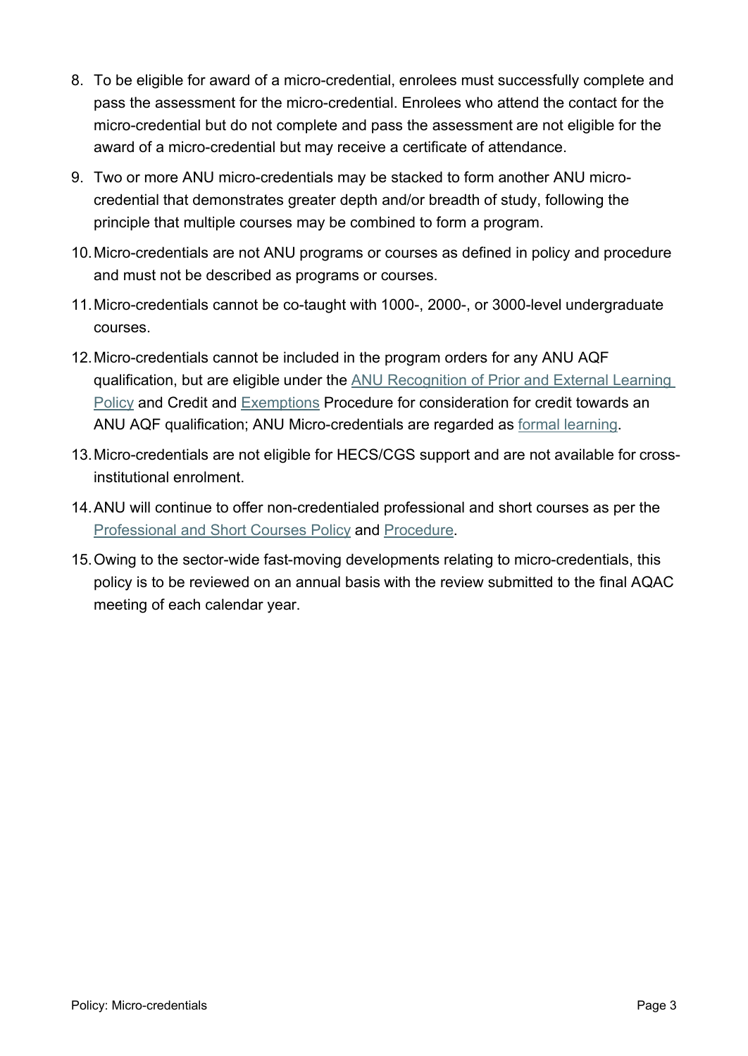8. To be eligible for award of a micro-credential, enrolees must successfully complete and pass the assessment for the micro-credential. Enrolees who attend the contact for the micro-credential but do not complete and pass the assessment are not eligible for the award of a micro-credential but may receive a certificate of attendance.
9. Two or more ANU micro-credentials may be stacked to form another ANU micro-credential that demonstrates greater depth and/or breadth of study, following the principle that multiple courses may be combined to form a program.
10. Micro-credentials are not ANU programs or courses as defined in policy and procedure and must not be described as programs or courses.
11. Micro-credentials cannot be co-taught with 1000-, 2000-, or 3000-level undergraduate courses.
12. Micro-credentials cannot be included in the program orders for any ANU AQF qualification, but are eligible under the ANU Recognition of Prior and External Learning Policy and Credit and Exemptions Procedure for consideration for credit towards an ANU AQF qualification; ANU Micro-credentials are regarded as formal learning.
13. Micro-credentials are not eligible for HECS/CGS support and are not available for cross-institutional enrolment.
14. ANU will continue to offer non-credentialed professional and short courses as per the Professional and Short Courses Policy and Procedure.
15. Owing to the sector-wide fast-moving developments relating to micro-credentials, this policy is to be reviewed on an annual basis with the review submitted to the final AQAC meeting of each calendar year.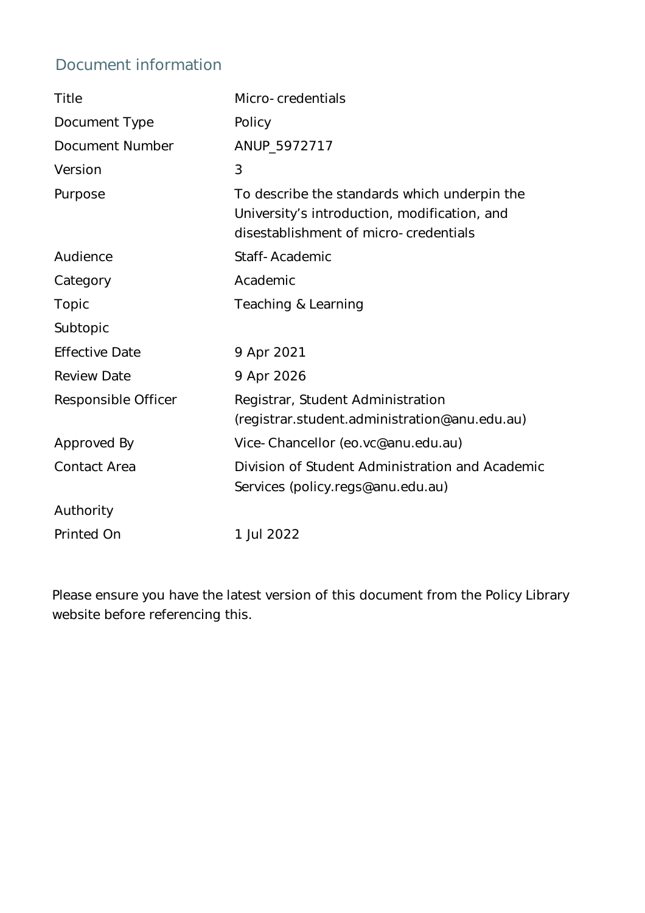## Document information

| | |
|---|---|
| Title | Micro-credentials |
| Document Type | Policy |
| Document Number | ANUP_5972717 |
| Version | 3 |
| Purpose | To describe the standards which underpin the University’s introduction, modification, and disestablishment of micro-credentials |
| Audience | Staff-Academic |
| Category | Academic |
| Topic | Teaching & Learning |
| Subtopic | |
| Effective Date | 9 Apr 2021 |
| Review Date | 9 Apr 2026 |
| Responsible Officer | Registrar, Student Administration (registrar.student.administration@anu.edu.au) |
| Approved By | Vice-Chancellor (eo.vc@anu.edu.au) |
| Contact Area | Division of Student Administration and Academic Services (policy.regs@anu.edu.au) |
| Authority | |
| Printed On | 1 Jul 2022 |

Please ensure you have the latest version of this document from the Policy Library website before referencing this.